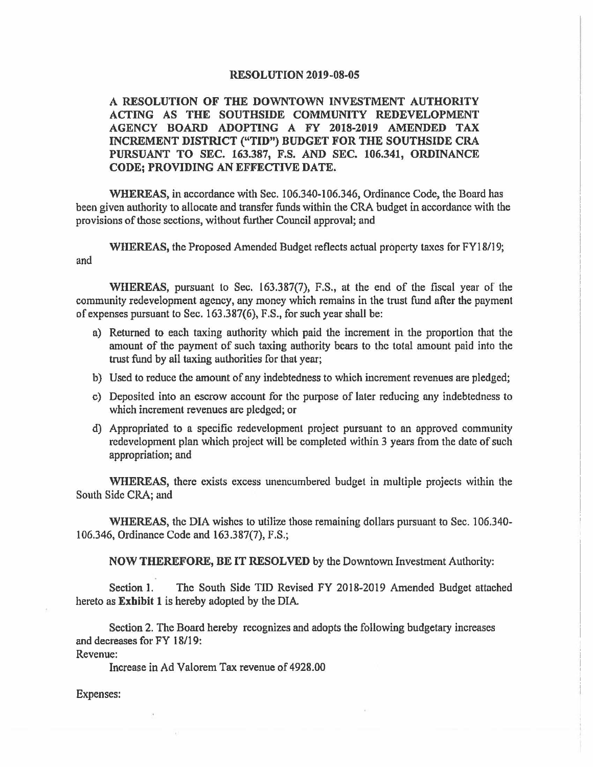# RESOLUTION 2019-08-05

**A RESOLUTION OF THE DOWNTOWN INVESTMENT AUTHORITY ACTING AS THE SOUTHSIDE COMMUNITY REDEVELOPMENT AGENCY BOARD ADOPTING A FY 2018-2019 AMENDED TAX INCREMENT DISTRICT ("TID") BUDGET FOR THE SOUTHSIDE CRA PURSUANT TO SEC. 163.387, F.S. AND SEC. 106.341, ORDINANCE CODE; PROVIDING AN EFFECTIVE DATE.**

**WHEREAS,** in accordance with Sec. 106.340-106.346, Ordinance Code, the Board has been given authority to allocate and transfer funds within the CRA budget in accordance with the provisions of those sections, without further Council approval; and

**WHEREAS,** the Proposed Amended Budget reflects actual property taxes for FY18/19; and

**WHEREAS,** pursuant to Sec. 163.387(7), F.S., at the end of the fiscal year of the community redevelopment agency, any money which remains in the trust fund after the payment of expenses pursuant to Sec. 163.387(6), F.S., for such year shall be:

a) Returned to each taxing authority which paid the increment in the proportion that the amount of the payment of such taxing authority bears to the total amount paid into the trust fund by all taxing authorities for that year;

b) Used to reduce the amount of any indebtedness to which increment revenues are pledged;

c) Deposited into an escrow account for the purpose of later reducing any indebtedness to which increment revenues are pledged; or

d) Appropriated to a specific redevelopment project pursuant to an approved community redevelopment plan which project will be completed within 3 years from the date of such appropriation; and

**WHEREAS,** there exists excess unencumbered budget in multiple projects within the South Side CRA; and

**WHEREAS,** the DIA wishes to utilize those remaining dollars pursuant to Sec. 106.340-106.346, Ordinance Code and 163.387(7), F.S.;

**NOW THEREFORE, BE IT RESOLVED** by the Downtown Investment Authority:

Section 1. The South Side TID Revised FY 2018-2019 Amended Budget attached hereto as **Exhibit 1** is hereby adopted by the DIA.

Section 2. The Board hereby recognizes and adopts the following budgetary increases and decreases for FY 18/19:

Revenue:

Increase in Ad Valorem Tax revenue of 4928.00

Expenses: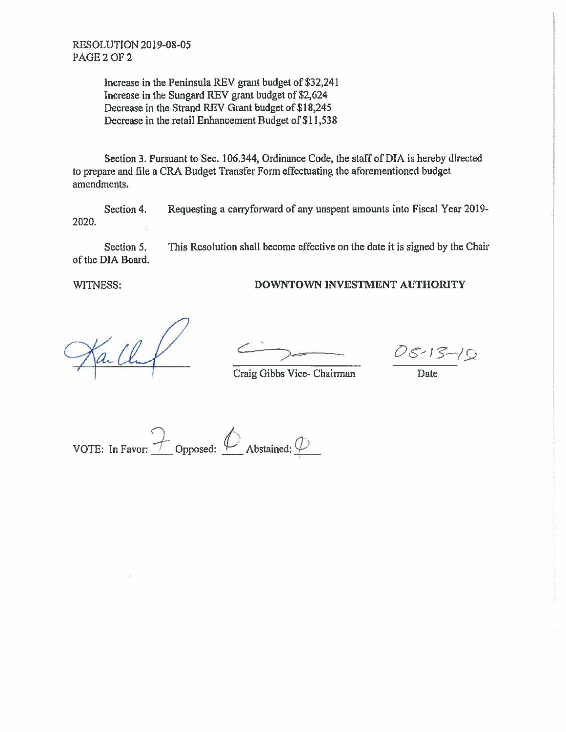RESOLUTION 2019-08-05
PAGE 2 OF 2

Increase in the Peninsula REV grant budget of $32,241
Increase in the Sungard REV grant budget of $2,624
Decrease in the Strand REV Grant budget of $18,245
Decrease in the retail Enhancement Budget of $11,538

Section 3. Pursuant to Sec. 106.344, Ordinance Code, the staff of DIA is hereby directed to prepare and file a CRA Budget Transfer Form effectuating the aforementioned budget amendments.

Section 4. Requesting a carryforward of any unspent amounts into Fiscal Year 2019-2020.

Section 5. This Resolution shall become effective on the date it is signed by the Chair of the DIA Board.

WITNESS: **DOWNTOWN INVESTMENT AUTHORITY**

Craig Gibbs Vice- Chairman

08-13-19
Date

VOTE: In Favor: 7 Opposed: 0 Abstained: 0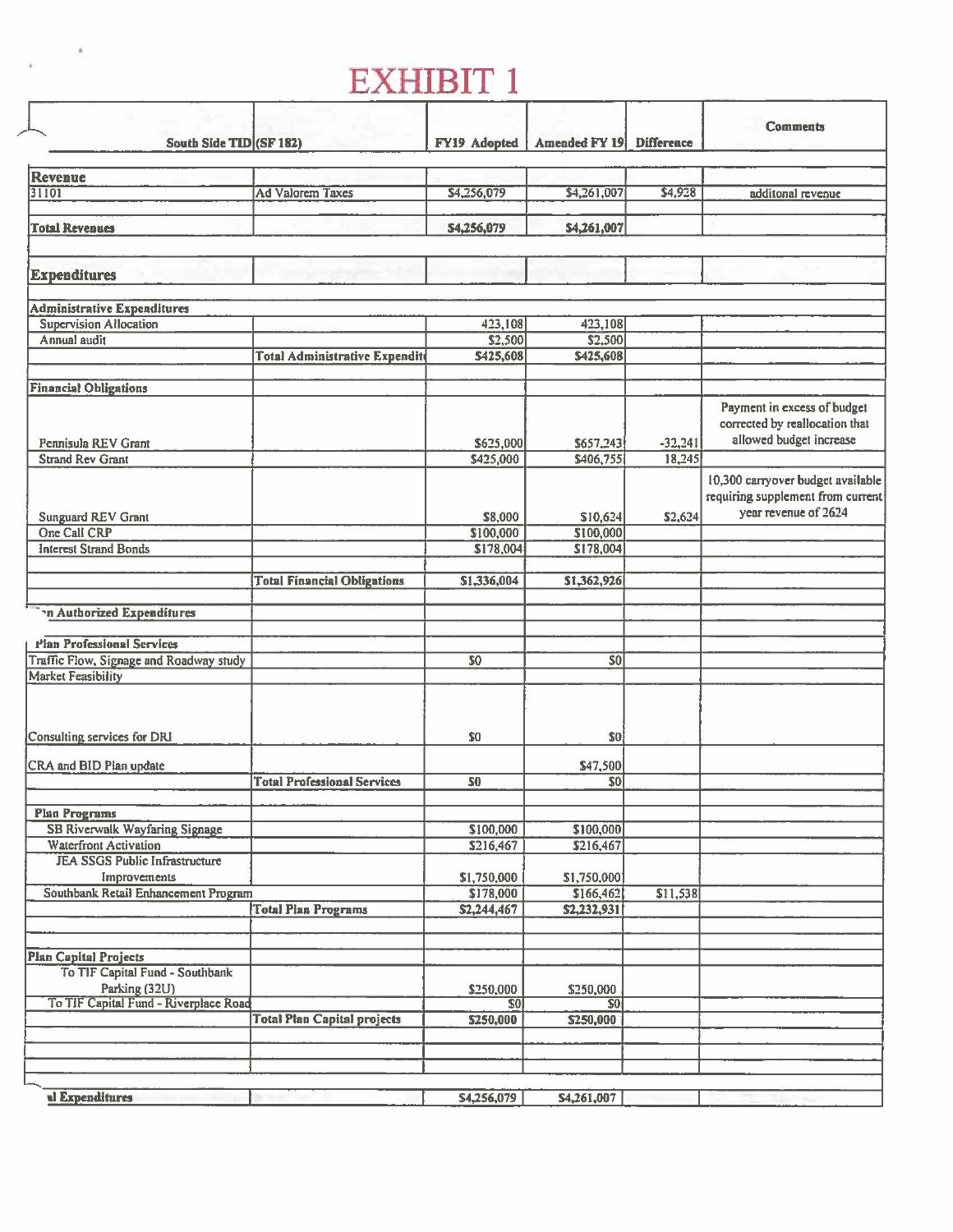# EXHIBIT 1

| South Side TID | (SF 182) | FY19 Adopted | Amended FY 19 | Difference | Comments |
|---|---|---|---|---|---|
| **Revenue** | | | | | |
| 31101 | Ad Valorem Taxes | $4,256,079 | $4,261,007 | $4,928 | additonal revenue |
| **Total Revenues** | | $4,256,079 | $4,261,007 | | |
| **Expenditures** | | | | | |
| **Administrative Expenditures** | | | | | |
| Supervision Allocation | | 423,108 | 423,108 | | |
| Annual audit | | $2,500 | $2,500 | | |
| | Total Administrative Expendit | $425,608 | $425,608 | | |
| **Financial Obligations** | | | | | |
| Pennisula REV Grant | | $625,000 | $657,243 | -32,241 | Payment in excess of budget corrected by reallocation that allowed budget increase |
| Strand Rev Grant | | $425,000 | $406,755 | 18,245 | |
| Sunguard REV Grant | | $8,000 | $10,624 | $2,624 | 10,300 carryover budget available requiring supplement from current year revenue of 2624 |
| One Call CRP | | $100,000 | $100,000 | | |
| Interest Strand Bonds | | $178,004 | $178,004 | | |
| | Total Financial Obligations | $1,336,004 | $1,362,926 | | |
| **…n Authorized Expenditures** | | | | | |
| **Plan Professional Services** | | | | | |
| Traffic Flow, Signage and Roadway study | | $0 | $0 | | |
| Market Feasibility | | | | | |
| Consulting services for DRI | | $0 | $0 | | |
| CRA and BID Plan update | | | $47,500 | | |
| | Total Professional Services | $0 | $0 | | |
| **Plan Programs** | | | | | |
| SB Riverwalk Wayfaring Signage | | $100,000 | $100,000 | | |
| Waterfront Activation | | $216,467 | $216,467 | | |
| JEA SSGS Public Infrastructure Improvements | | $1,750,000 | $1,750,000 | | |
| Southbank Retail Enhancement Program | | $178,000 | $166,462 | $11,538 | |
| | Total Plan Programs | $2,244,467 | $2,232,931 | | |
| **Plan Capital Projects** | | | | | |
| To TIF Capital Fund - Southbank Parking (32U) | | $250,000 | $250,000 | | |
| To TIF Capital Fund - Riverplace Road | | $0 | $0 | | |
| | Total Plan Capital projects | $250,000 | $250,000 | | |
| **…l Expenditures** | | $4,256,079 | $4,261,007 | | |